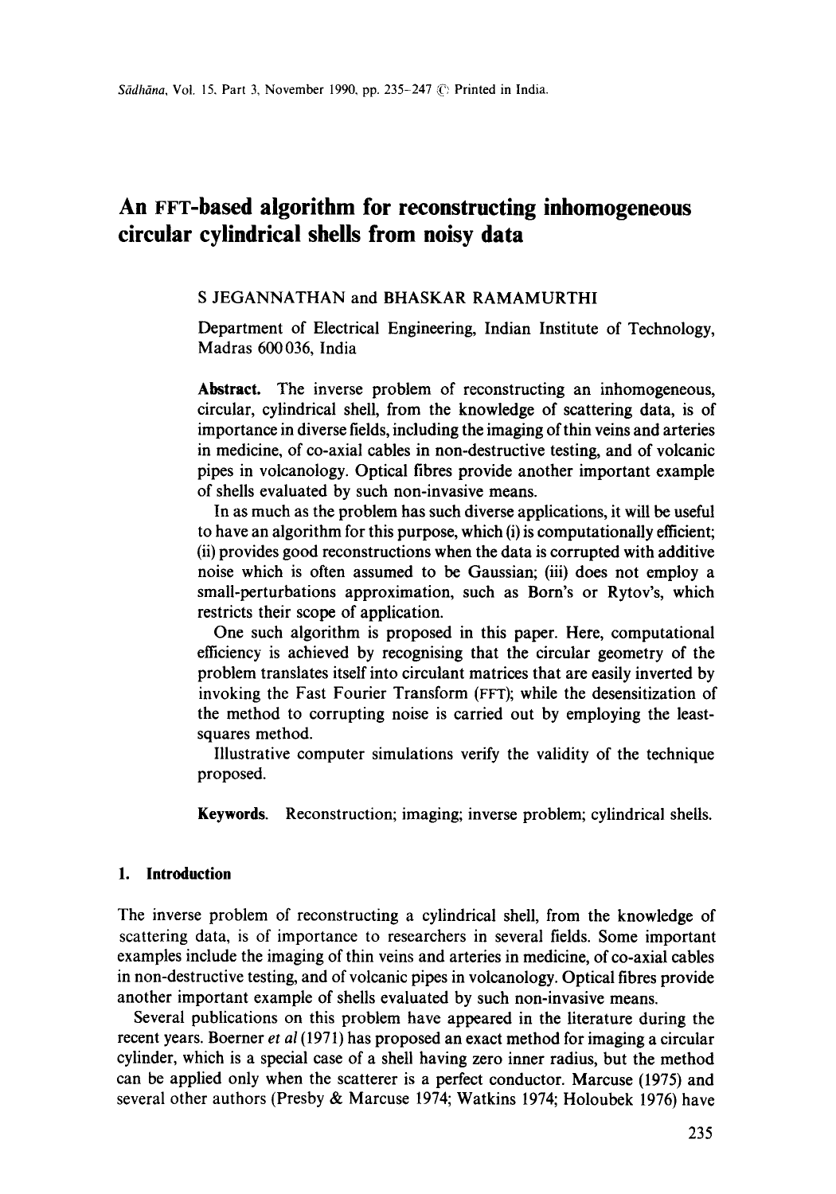# An FFT-based algorithm for reconstructing inhomogeneous circular cylindrical shells from noisy data

S JEGANNATHAN and BHASKAR RAMAMURTHI

Department of Electrical Engineering, Indian Institute of Technology, Madras 600 036, India

**Abstract.** The inverse problem of reconstructing an inhomogeneous, circular, cylindrical shell, from the knowledge of scattering data, is of importance in diverse fields, including the imaging of thin veins and arteries in medicine, of co-axial cables in non-destructive testing, and of volcanic pipes in volcanology. Optical fibres provide another important example of shells evaluated by such non-invasive means.

In as much as the problem has such diverse applications, it will be useful to have an algorithm for this purpose, which (i) is computationally efficient; (ii) provides good reconstructions when the data is corrupted with additive noise which is often assumed to be Gaussian; (iii) does not employ a small-perturbations approximation, such as Born's or Rytov's, which restricts their scope of application.

One such algorithm is proposed in this paper. Here, computational efficiency is achieved by recognising that the circular geometry of the problem translates itself into circulant matrices that are easily inverted by invoking the Fast Fourier Transform (FFT); while the desensitization of the method to corrupting noise is carried out by employing the least-squares method.

Illustrative computer simulations verify the validity of the technique proposed.

**Keywords.** Reconstruction; imaging; inverse problem; cylindrical shells.

## 1. Introduction

The inverse problem of reconstructing a cylindrical shell, from the knowledge of scattering data, is of importance to researchers in several fields. Some important examples include the imaging of thin veins and arteries in medicine, of co-axial cables in non-destructive testing, and of volcanic pipes in volcanology. Optical fibres provide another important example of shells evaluated by such non-invasive means.

Several publications on this problem have appeared in the literature during the recent years. Boerner *et al* (1971) has proposed an exact method for imaging a circular cylinder, which is a special case of a shell having zero inner radius, but the method can be applied only when the scatterer is a perfect conductor. Marcuse (1975) and several other authors (Presby & Marcuse 1974; Watkins 1974; Holoubek 1976) have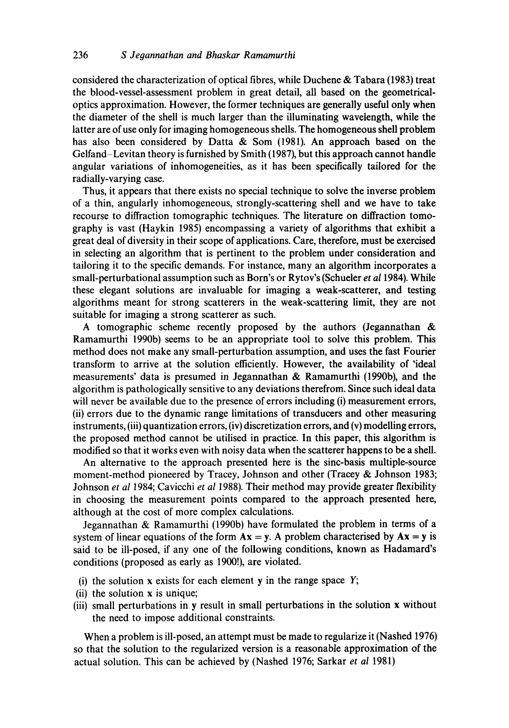considered the characterization of optical fibres, while Duchene & Tabara (1983) treat the blood-vessel-assessment problem in great detail, all based on the geometrical-optics approximation. However, the former techniques are generally useful only when the diameter of the shell is much larger than the illuminating wavelength, while the latter are of use only for imaging homogeneous shells. The homogeneous shell problem has also been considered by Datta & Som (1981). An approach based on the Gelfand–Levitan theory is furnished by Smith (1987), but this approach cannot handle angular variations of inhomogeneities, as it has been specifically tailored for the radially-varying case.

Thus, it appears that there exists no special technique to solve the inverse problem of a thin, angularly inhomogeneous, strongly-scattering shell and we have to take recourse to diffraction tomographic techniques. The literature on diffraction tomography is vast (Haykin 1985) encompassing a variety of algorithms that exhibit a great deal of diversity in their scope of applications. Care, therefore, must be exercised in selecting an algorithm that is pertinent to the problem under consideration and tailoring it to the specific demands. For instance, many an algorithm incorporates a small-perturbational assumption such as Born's or Rytov's (Schueler *et al* 1984). While these elegant solutions are invaluable for imaging a weak-scatterer, and testing algorithms meant for strong scatterers in the weak-scattering limit, they are not suitable for imaging a strong scatterer as such.

A tomographic scheme recently proposed by the authors (Jegannathan & Ramamurthi 1990b) seems to be an appropriate tool to solve this problem. This method does not make any small-perturbation assumption, and uses the fast Fourier transform to arrive at the solution efficiently. However, the availability of 'ideal measurements' data is presumed in Jegannathan & Ramamurthi (1990b), and the algorithm is pathologically sensitive to any deviations therefrom. Since such ideal data will never be available due to the presence of errors including (i) measurement errors, (ii) errors due to the dynamic range limitations of transducers and other measuring instruments, (iii) quantization errors, (iv) discretization errors, and (v) modelling errors, the proposed method cannot be utilised in practice. In this paper, this algorithm is modified so that it works even with noisy data when the scatterer happens to be a shell.

An alternative to the approach presented here is the sinc-basis multiple-source moment-method pioneered by Tracey, Johnson and other (Tracey & Johnson 1983; Johnson *et al* 1984; Cavicchi *et al* 1988). Their method may provide greater flexibility in choosing the measurement points compared to the approach presented here, although at the cost of more complex calculations.

Jegannathan & Ramamurthi (1990b) have formulated the problem in terms of a system of linear equations of the form $\mathbf{Ax} = \mathbf{y}$. A problem characterised by $\mathbf{Ax} = \mathbf{y}$ is said to be ill-posed, if any one of the following conditions, known as Hadamard's conditions (proposed as early as 1900!), are violated.

(i) the solution $\mathbf{x}$ exists for each element $\mathbf{y}$ in the range space $Y$;
(ii) the solution $\mathbf{x}$ is unique;
(iii) small perturbations in $\mathbf{y}$ result in small perturbations in the solution $\mathbf{x}$ without the need to impose additional constraints.

When a problem is ill-posed, an attempt must be made to regularize it (Nashed 1976) so that the solution to the regularized version is a reasonable approximation of the actual solution. This can be achieved by (Nashed 1976; Sarkar *et al* 1981)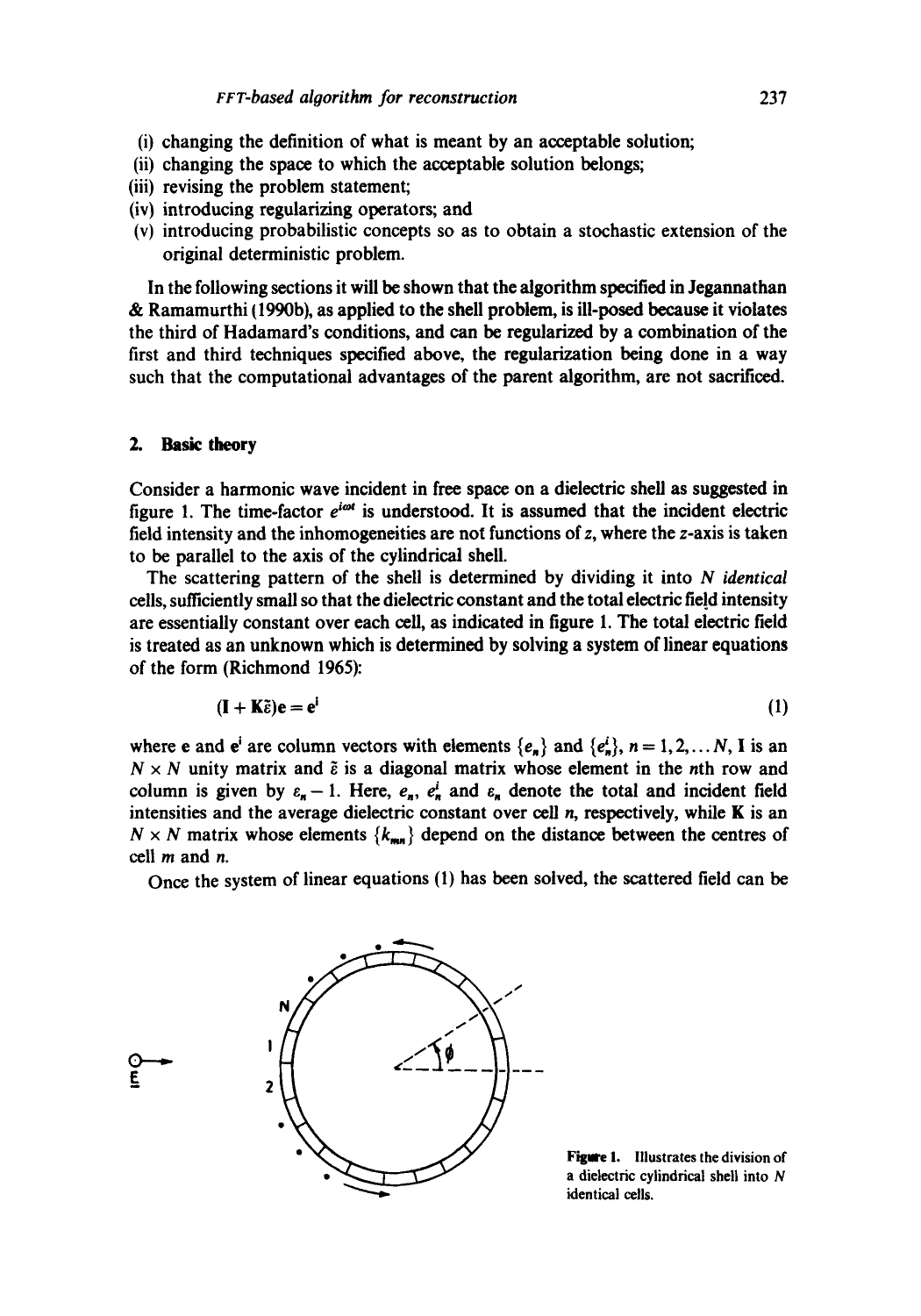(i) changing the definition of what is meant by an acceptable solution;
(ii) changing the space to which the acceptable solution belongs;
(iii) revising the problem statement;
(iv) introducing regularizing operators; and
(v) introducing probabilistic concepts so as to obtain a stochastic extension of the original deterministic problem.

In the following sections it will be shown that the algorithm specified in Jegannathan & Ramamurthi (1990b), as applied to the shell problem, is ill-posed because it violates the third of Hadamard's conditions, and can be regularized by a combination of the first and third techniques specified above, the regularization being done in a way such that the computational advantages of the parent algorithm, are not sacrificed.

## 2. Basic theory

Consider a harmonic wave incident in free space on a dielectric shell as suggested in figure 1. The time-factor $e^{i\omega t}$ is understood. It is assumed that the incident electric field intensity and the inhomogeneities are not functions of $z$, where the $z$-axis is taken to be parallel to the axis of the cylindrical shell.

The scattering pattern of the shell is determined by dividing it into $N$ *identical* cells, sufficiently small so that the dielectric constant and the total electric field intensity are essentially constant over each cell, as indicated in figure 1. The total electric field is treated as an unknown which is determined by solving a system of linear equations of the form (Richmond 1965):

$$(\mathbf{I} + \mathbf{K}\tilde{\varepsilon})\mathbf{e} = \mathbf{e}^i \tag{1}$$

where $\mathbf{e}$ and $\mathbf{e}^i$ are column vectors with elements $\{e_n\}$ and $\{e_n^i\}$, $n = 1, 2, \ldots N$, $\mathbf{I}$ is an $N \times N$ unity matrix and $\tilde{\varepsilon}$ is a diagonal matrix whose element in the $n$th row and column is given by $\varepsilon_n - 1$. Here, $e_n$, $e_n^i$ and $\varepsilon_n$ denote the total and incident field intensities and the average dielectric constant over cell $n$, respectively, while $\mathbf{K}$ is an $N \times N$ matrix whose elements $\{k_{mn}\}$ depend on the distance between the centres of cell $m$ and $n$.

Once the system of linear equations (1) has been solved, the scattered field can be

**Figure 1.** Illustrates the division of a dielectric cylindrical shell into $N$ identical cells.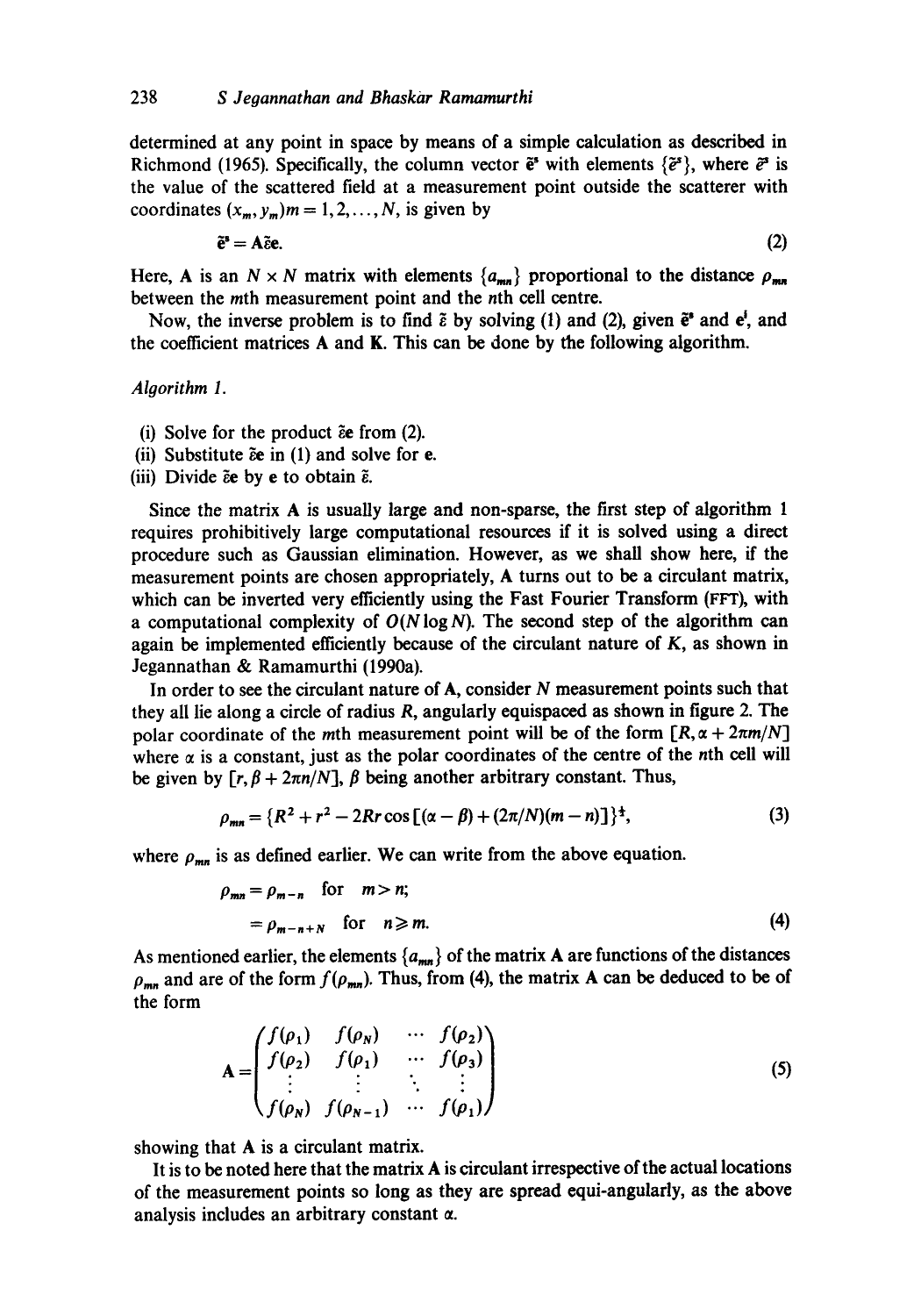determined at any point in space by means of a simple calculation as described in Richmond (1965). Specifically, the column vector $\tilde{\mathbf{e}}^s$ with elements $\{\tilde{e}^s\}$, where $\tilde{e}^s$ is the value of the scattered field at a measurement point outside the scatterer with coordinates $(x_m, y_m) m = 1, 2, \ldots, N$, is given by

$$\tilde{\mathbf{e}}^s = \mathbf{A}\tilde{\varepsilon}\mathbf{e}. \tag{2}$$

Here, $\mathbf{A}$ is an $N \times N$ matrix with elements $\{a_{mn}\}$ proportional to the distance $\rho_{mn}$ between the $m$th measurement point and the $n$th cell centre.

Now, the inverse problem is to find $\tilde{\varepsilon}$ by solving (1) and (2), given $\tilde{\mathbf{e}}^s$ and $\mathbf{e}^i$, and the coefficient matrices $\mathbf{A}$ and $\mathbf{K}$. This can be done by the following algorithm.

*Algorithm 1.*

(i) Solve for the product $\tilde{\varepsilon}\mathbf{e}$ from (2).
(ii) Substitute $\tilde{\varepsilon}\mathbf{e}$ in (1) and solve for $\mathbf{e}$.
(iii) Divide $\tilde{\varepsilon}\mathbf{e}$ by $\mathbf{e}$ to obtain $\tilde{\varepsilon}$.

Since the matrix $\mathbf{A}$ is usually large and non-sparse, the first step of algorithm 1 requires prohibitively large computational resources if it is solved using a direct procedure such as Gaussian elimination. However, as we shall show here, if the measurement points are chosen appropriately, $\mathbf{A}$ turns out to be a circulant matrix, which can be inverted very efficiently using the Fast Fourier Transform (FFT), with a computational complexity of $O(N \log N)$. The second step of the algorithm can again be implemented efficiently because of the circulant nature of $K$, as shown in Jegannathan & Ramamurthi (1990a).

In order to see the circulant nature of $\mathbf{A}$, consider $N$ measurement points such that they all lie along a circle of radius $R$, angularly equispaced as shown in figure 2. The polar coordinate of the $m$th measurement point will be of the form $[R, \alpha + 2\pi m/N]$ where $\alpha$ is a constant, just as the polar coordinates of the centre of the $n$th cell will be given by $[r, \beta + 2\pi n/N]$, $\beta$ being another arbitrary constant. Thus,

$$\rho_{mn} = \{R^2 + r^2 - 2Rr \cos[(\alpha - \beta) + (2\pi/N)(m - n)]\}^{\frac{1}{2}}, \tag{3}$$

where $\rho_{mn}$ is as defined earlier. We can write from the above equation.

$$\begin{aligned} \rho_{mn} &= \rho_{m-n} \quad \text{for} \quad m > n; \\ &= \rho_{m-n+N} \quad \text{for} \quad n \geqslant m. \end{aligned} \tag{4}$$

As mentioned earlier, the elements $\{a_{mn}\}$ of the matrix $\mathbf{A}$ are functions of the distances $\rho_{mn}$ and are of the form $f(\rho_{mn})$. Thus, from (4), the matrix $\mathbf{A}$ can be deduced to be of the form

$$\mathbf{A} = \begin{pmatrix} f(\rho_1) & f(\rho_N) & \cdots & f(\rho_2) \\ f(\rho_2) & f(\rho_1) & \cdots & f(\rho_3) \\ \vdots & \vdots & \ddots & \vdots \\ f(\rho_N) & f(\rho_{N-1}) & \cdots & f(\rho_1) \end{pmatrix} \tag{5}$$

showing that $\mathbf{A}$ is a circulant matrix.

It is to be noted here that the matrix $\mathbf{A}$ is circulant irrespective of the actual locations of the measurement points so long as they are spread equi-angularly, as the above analysis includes an arbitrary constant $\alpha$.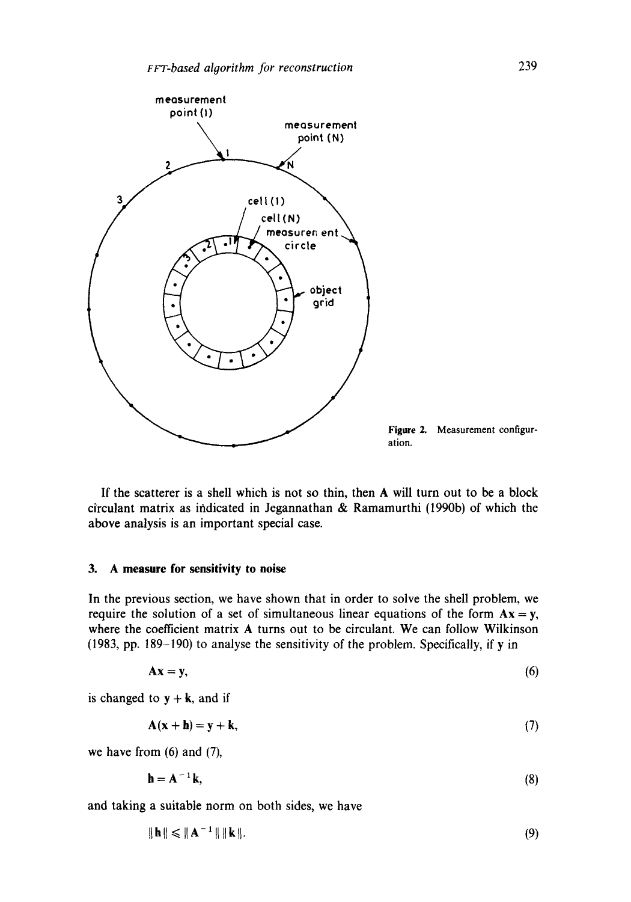Figure 2. Measurement configuration.

If the scatterer is a shell which is not so thin, then $\mathbf{A}$ will turn out to be a block circulant matrix as indicated in Jegannathan & Ramamurthi (1990b) of which the above analysis is an important special case.

### 3. A measure for sensitivity to noise

In the previous section, we have shown that in order to solve the shell problem, we require the solution of a set of simultaneous linear equations of the form $\mathbf{Ax} = \mathbf{y}$, where the coefficient matrix $\mathbf{A}$ turns out to be circulant. We can follow Wilkinson (1983, pp. 189–190) to analyse the sensitivity of the problem. Specifically, if $\mathbf{y}$ in

$$\mathbf{Ax} = \mathbf{y}, \tag{6}$$

is changed to $\mathbf{y} + \mathbf{k}$, and if

$$\mathbf{A}(\mathbf{x} + \mathbf{h}) = \mathbf{y} + \mathbf{k}, \tag{7}$$

we have from (6) and (7),

$$\mathbf{h} = \mathbf{A}^{-1}\mathbf{k}, \tag{8}$$

and taking a suitable norm on both sides, we have

$$\|\mathbf{h}\| \leqslant \|\mathbf{A}^{-1}\| \, \|\mathbf{k}\|. \tag{9}$$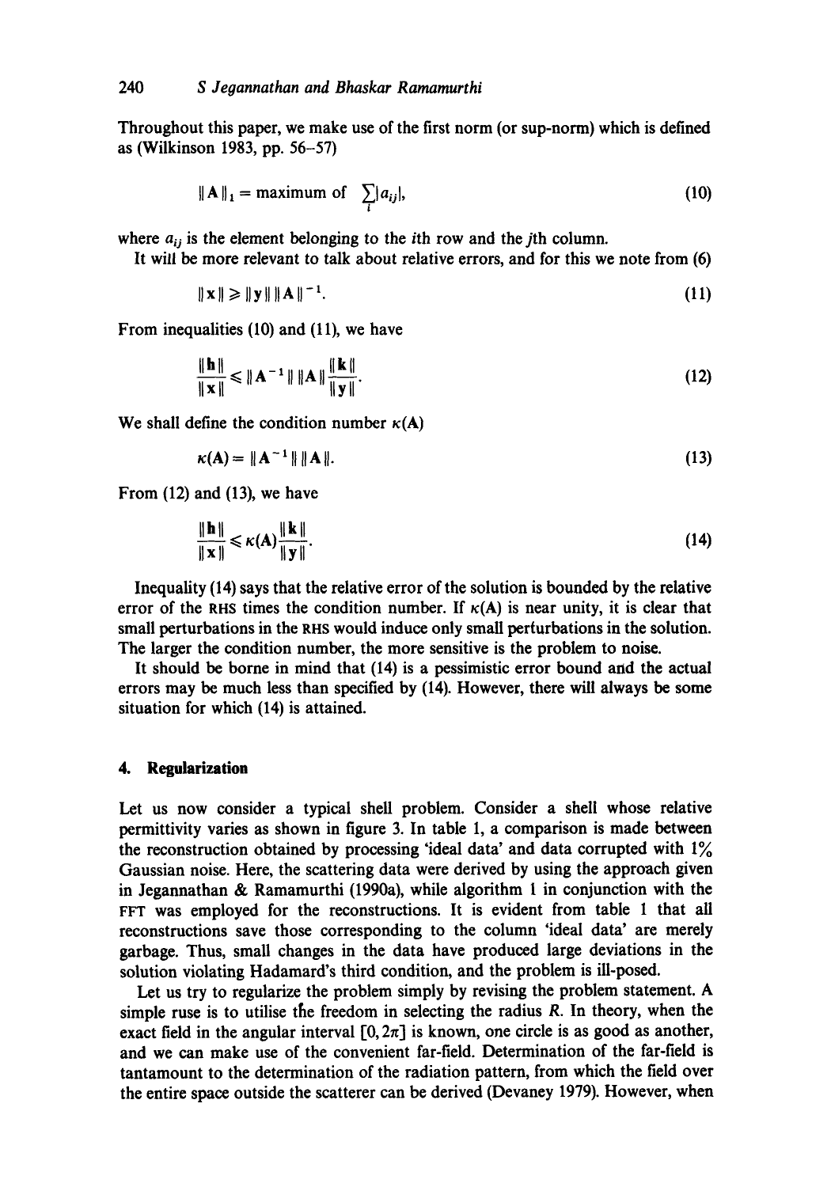Throughout this paper, we make use of the first norm (or sup-norm) which is defined as (Wilkinson 1983, pp. 56–57)

$$\|\mathbf{A}\|_1 = \text{maximum of } \sum_i |a_{ij}|, \tag{10}$$

where $a_{ij}$ is the element belonging to the $i$th row and the $j$th column.

It will be more relevant to talk about relative errors, and for this we note from (6)

$$\|\mathbf{x}\| \geqslant \|\mathbf{y}\| \, \|\mathbf{A}\|^{-1}. \tag{11}$$

From inequalities (10) and (11), we have

$$\frac{\|\mathbf{h}\|}{\|\mathbf{x}\|} \leqslant \|\mathbf{A}^{-1}\| \, \|\mathbf{A}\| \frac{\|\mathbf{k}\|}{\|\mathbf{y}\|}. \tag{12}$$

We shall define the condition number $\kappa(\mathbf{A})$

$$\kappa(\mathbf{A}) = \|\mathbf{A}^{-1}\| \, \|\mathbf{A}\|. \tag{13}$$

From (12) and (13), we have

$$\frac{\|\mathbf{h}\|}{\|\mathbf{x}\|} \leqslant \kappa(\mathbf{A}) \frac{\|\mathbf{k}\|}{\|\mathbf{y}\|}. \tag{14}$$

Inequality (14) says that the relative error of the solution is bounded by the relative error of the RHS times the condition number. If $\kappa(\mathbf{A})$ is near unity, it is clear that small perturbations in the RHS would induce only small perturbations in the solution. The larger the condition number, the more sensitive is the problem to noise.

It should be borne in mind that (14) is a pessimistic error bound and the actual errors may be much less than specified by (14). However, there will always be some situation for which (14) is attained.

## 4. Regularization

Let us now consider a typical shell problem. Consider a shell whose relative permittivity varies as shown in figure 3. In table 1, a comparison is made between the reconstruction obtained by processing 'ideal data' and data corrupted with 1% Gaussian noise. Here, the scattering data were derived by using the approach given in Jegannathan & Ramamurthi (1990a), while algorithm 1 in conjunction with the FFT was employed for the reconstructions. It is evident from table 1 that all reconstructions save those corresponding to the column 'ideal data' are merely garbage. Thus, small changes in the data have produced large deviations in the solution violating Hadamard's third condition, and the problem is ill-posed.

Let us try to regularize the problem simply by revising the problem statement. A simple ruse is to utilise the freedom in selecting the radius $R$. In theory, when the exact field in the angular interval $[0, 2\pi]$ is known, one circle is as good as another, and we can make use of the convenient far-field. Determination of the far-field is tantamount to the determination of the radiation pattern, from which the field over the entire space outside the scatterer can be derived (Devaney 1979). However, when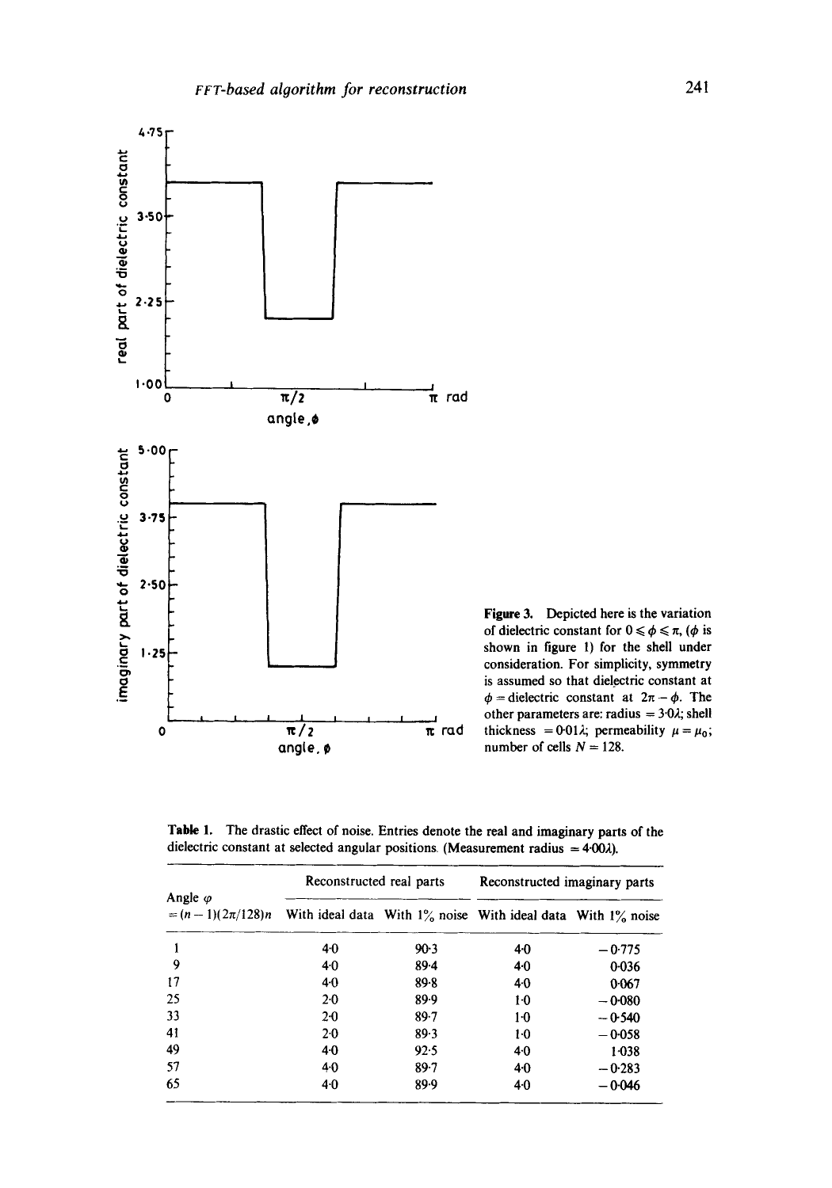Figure 3. Depicted here is the variation of dielectric constant for $0 \leqslant \phi \leqslant \pi$, ($\phi$ is shown in figure 1) for the shell under consideration. For simplicity, symmetry is assumed so that dielectric constant at $\phi$ = dielectric constant at $2\pi - \phi$. The other parameters are: radius = $3{\cdot}0\lambda$; shell thickness = $0{\cdot}01\lambda$; permeability $\mu = \mu_0$; number of cells $N = 128$.

**Table 1.** The drastic effect of noise. Entries denote the real and imaginary parts of the dielectric constant at selected angular positions. (Measurement radius = $4{\cdot}00\lambda$).

| Angle $\varphi$ $= (n-1)(2\pi/128)n$ | Reconstructed real parts | | Reconstructed imaginary parts | |
|---|---|---|---|---|
| | With ideal data | With 1% noise | With ideal data | With 1% noise |
| 1 | 4·0 | 90·3 | 4·0 | −0·775 |
| 9 | 4·0 | 89·4 | 4·0 | 0·036 |
| 17 | 4·0 | 89·8 | 4·0 | 0·067 |
| 25 | 2·0 | 89·9 | 1·0 | −0·080 |
| 33 | 2·0 | 89·7 | 1·0 | −0·540 |
| 41 | 2·0 | 89·3 | 1·0 | −0·058 |
| 49 | 4·0 | 92·5 | 4·0 | 1·038 |
| 57 | 4·0 | 89·7 | 4·0 | −0·283 |
| 65 | 4·0 | 89·9 | 4·0 | −0·046 |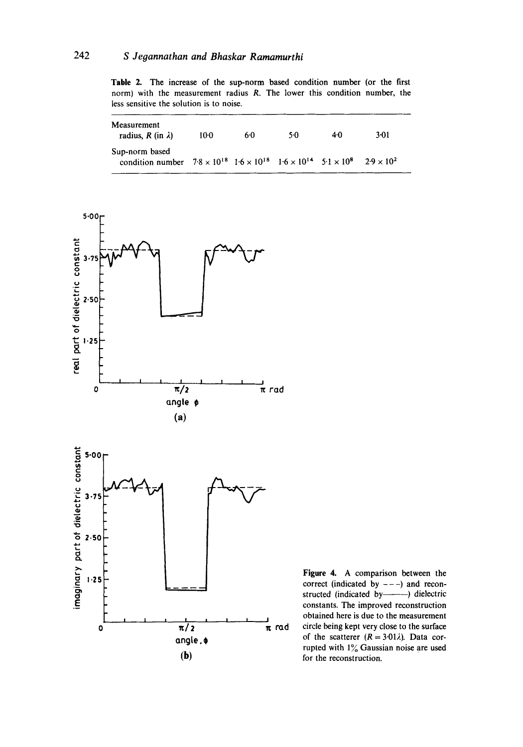**Table 2.** The increase of the sup-norm based condition number (or the first norm) with the measurement radius $R$. The lower this condition number, the less sensitive the solution is to noise.

| Measurement radius, $R$ (in $\lambda$) | 10·0 | 6·0 | 5·0 | 4·0 | 3·01 |
|---|---|---|---|---|---|
| Sup-norm based condition number | $7{\cdot}8 \times 10^{18}$ | $1{\cdot}6 \times 10^{18}$ | $1{\cdot}6 \times 10^{14}$ | $5{\cdot}1 \times 10^{8}$ | $2{\cdot}9 \times 10^{2}$ |

**Figure 4.** A comparison between the correct (indicated by - - -) and reconstructed (indicated by———) dielectric constants. The improved reconstruction obtained here is due to the measurement circle being kept very close to the surface of the scatterer ($R = 3{\cdot}01\lambda$). Data corrupted with 1% Gaussian noise are used for the reconstruction.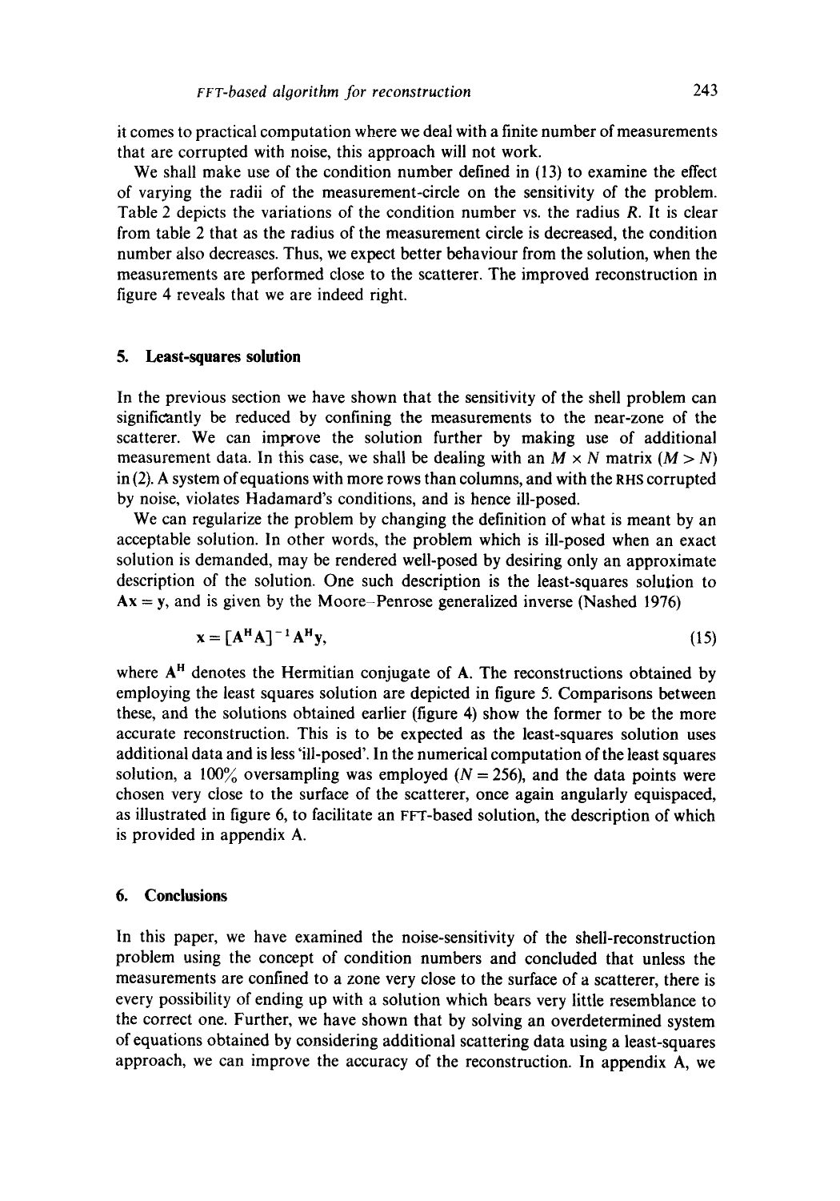it comes to practical computation where we deal with a finite number of measurements that are corrupted with noise, this approach will not work.

We shall make use of the condition number defined in (13) to examine the effect of varying the radii of the measurement-circle on the sensitivity of the problem. Table 2 depicts the variations of the condition number vs. the radius $R$. It is clear from table 2 that as the radius of the measurement circle is decreased, the condition number also decreases. Thus, we expect better behaviour from the solution, when the measurements are performed close to the scatterer. The improved reconstruction in figure 4 reveals that we are indeed right.

## 5. Least-squares solution

In the previous section we have shown that the sensitivity of the shell problem can significantly be reduced by confining the measurements to the near-zone of the scatterer. We can improve the solution further by making use of additional measurement data. In this case, we shall be dealing with an $M \times N$ matrix $(M > N)$ in (2). A system of equations with more rows than columns, and with the RHS corrupted by noise, violates Hadamard's conditions, and is hence ill-posed.

We can regularize the problem by changing the definition of what is meant by an acceptable solution. In other words, the problem which is ill-posed when an exact solution is demanded, may be rendered well-posed by desiring only an approximate description of the solution. One such description is the least-squares solution to $\mathbf{Ax} = \mathbf{y}$, and is given by the Moore–Penrose generalized inverse (Nashed 1976)

$$\mathbf{x} = [\mathbf{A}^{\mathrm{H}}\mathbf{A}]^{-1}\mathbf{A}^{\mathrm{H}}\mathbf{y}, \tag{15}$$

where $\mathbf{A}^{\mathrm{H}}$ denotes the Hermitian conjugate of $\mathbf{A}$. The reconstructions obtained by employing the least squares solution are depicted in figure 5. Comparisons between these, and the solutions obtained earlier (figure 4) show the former to be the more accurate reconstruction. This is to be expected as the least-squares solution uses additional data and is less 'ill-posed'. In the numerical computation of the least squares solution, a 100% oversampling was employed $(N = 256)$, and the data points were chosen very close to the surface of the scatterer, once again angularly equispaced, as illustrated in figure 6, to facilitate an FFT-based solution, the description of which is provided in appendix A.

## 6. Conclusions

In this paper, we have examined the noise-sensitivity of the shell-reconstruction problem using the concept of condition numbers and concluded that unless the measurements are confined to a zone very close to the surface of a scatterer, there is every possibility of ending up with a solution which bears very little resemblance to the correct one. Further, we have shown that by solving an overdetermined system of equations obtained by considering additional scattering data using a least-squares approach, we can improve the accuracy of the reconstruction. In appendix A, we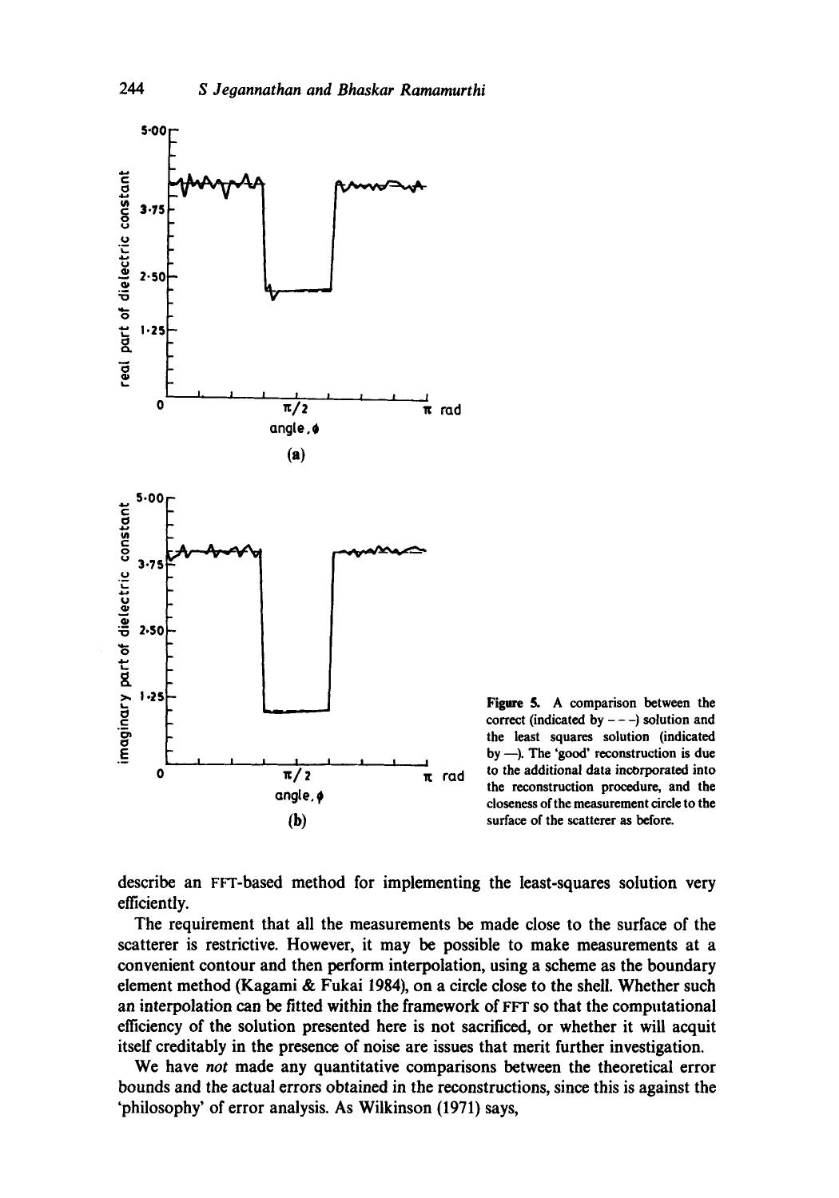**Figure 5.** A comparison between the correct (indicated by - - -) solution and the least squares solution (indicated by —). The 'good' reconstruction is due to the additional data incorporated into the reconstruction procedure, and the closeness of the measurement circle to the surface of the scatterer as before.

describe an FFT-based method for implementing the least-squares solution very efficiently.

The requirement that all the measurements be made close to the surface of the scatterer is restrictive. However, it may be possible to make measurements at a convenient contour and then perform interpolation, using a scheme as the boundary element method (Kagami & Fukai 1984), on a circle close to the shell. Whether such an interpolation can be fitted within the framework of FFT so that the computational efficiency of the solution presented here is not sacrificed, or whether it will acquit itself creditably in the presence of noise are issues that merit further investigation.

We have *not* made any quantitative comparisons between the theoretical error bounds and the actual errors obtained in the reconstructions, since this is against the 'philosophy' of error analysis. As Wilkinson (1971) says,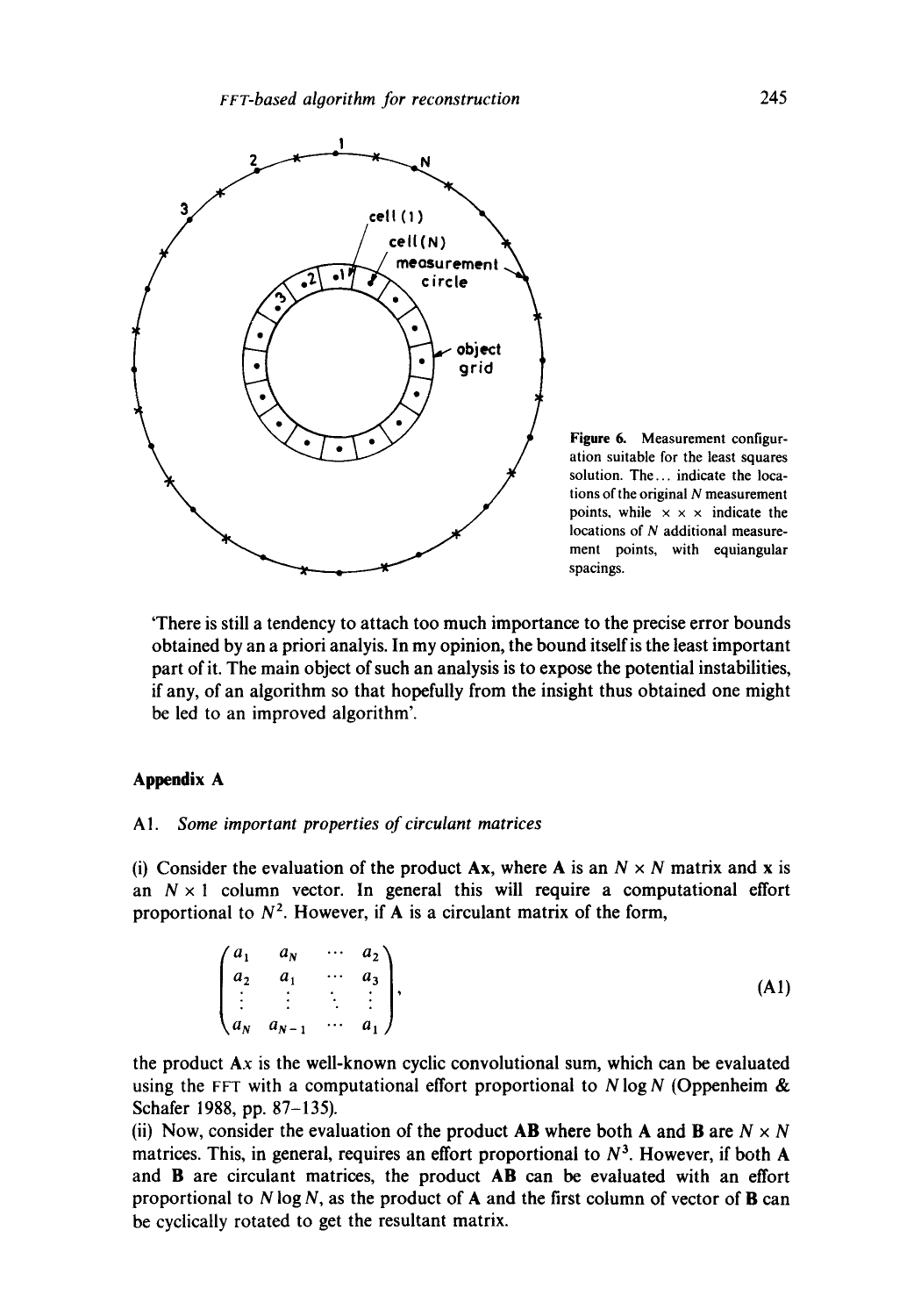Figure 6. Measurement configuration suitable for the least squares solution. The... indicate the locations of the original $N$ measurement points, while $\times \times \times$ indicate the locations of $N$ additional measurement points, with equiangular spacings.

'There is still a tendency to attach too much importance to the precise error bounds obtained by an a priori analyis. In my opinion, the bound itself is the least important part of it. The main object of such an analysis is to expose the potential instabilities, if any, of an algorithm so that hopefully from the insight thus obtained one might be led to an improved algorithm'.

## Appendix A

### A1. *Some important properties of circulant matrices*

(i) Consider the evaluation of the product $\mathbf{Ax}$, where $\mathbf{A}$ is an $N \times N$ matrix and $\mathbf{x}$ is an $N \times 1$ column vector. In general this will require a computational effort proportional to $N^2$. However, if $\mathbf{A}$ is a circulant matrix of the form,

$$\begin{pmatrix} a_1 & a_N & \cdots & a_2 \\ a_2 & a_1 & \cdots & a_3 \\ \vdots & \vdots & \ddots & \vdots \\ a_N & a_{N-1} & \cdots & a_1 \end{pmatrix}, \tag{A1}$$

the product $\mathbf{A}x$ is the well-known cyclic convolutional sum, which can be evaluated using the FFT with a computational effort proportional to $N \log N$ (Oppenheim & Schafer 1988, pp. 87–135).

(ii) Now, consider the evaluation of the product $\mathbf{AB}$ where both $\mathbf{A}$ and $\mathbf{B}$ are $N \times N$ matrices. This, in general, requires an effort proportional to $N^3$. However, if both $\mathbf{A}$ and $\mathbf{B}$ are circulant matrices, the product $\mathbf{AB}$ can be evaluated with an effort proportional to $N \log N$, as the product of $\mathbf{A}$ and the first column of vector of $\mathbf{B}$ can be cyclically rotated to get the resultant matrix.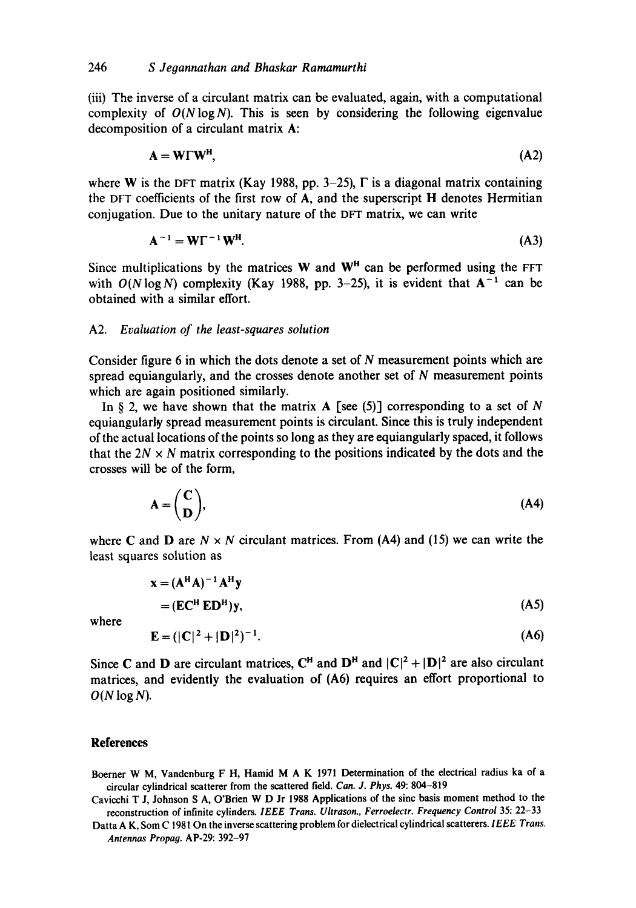(iii) The inverse of a circulant matrix can be evaluated, again, with a computational complexity of $O(N \log N)$. This is seen by considering the following eigenvalue decomposition of a circulant matrix $\mathbf{A}$:

$$\mathbf{A} = \mathbf{W}\Gamma\mathbf{W}^{\mathbf{H}}, \tag{A2}$$

where $\mathbf{W}$ is the DFT matrix (Kay 1988, pp. 3–25), $\Gamma$ is a diagonal matrix containing the DFT coefficients of the first row of $\mathbf{A}$, and the superscript $\mathbf{H}$ denotes Hermitian conjugation. Due to the unitary nature of the DFT matrix, we can write

$$\mathbf{A}^{-1} = \mathbf{W}\Gamma^{-1}\mathbf{W}^{\mathbf{H}}. \tag{A3}$$

Since multiplications by the matrices $\mathbf{W}$ and $\mathbf{W}^{\mathbf{H}}$ can be performed using the FFT with $O(N \log N)$ complexity (Kay 1988, pp. 3–25), it is evident that $\mathbf{A}^{-1}$ can be obtained with a similar effort.

## A2. *Evaluation of the least-squares solution*

Consider figure 6 in which the dots denote a set of $N$ measurement points which are spread equiangularly, and the crosses denote another set of $N$ measurement points which are again positioned similarly.

In § 2, we have shown that the matrix $\mathbf{A}$ [see (5)] corresponding to a set of $N$ equiangularly spread measurement points is circulant. Since this is truly independent of the actual locations of the points so long as they are equiangularly spaced, it follows that the $2N \times N$ matrix corresponding to the positions indicated by the dots and the crosses will be of the form,

$$\mathbf{A} = \begin{pmatrix} \mathbf{C} \\ \mathbf{D} \end{pmatrix}, \tag{A4}$$

where $\mathbf{C}$ and $\mathbf{D}$ are $N \times N$ circulant matrices. From (A4) and (15) we can write the least squares solution as

$$\mathbf{x} = (\mathbf{A}^{\mathbf{H}}\mathbf{A})^{-1}\mathbf{A}^{\mathbf{H}}\mathbf{y}$$

$$= (\mathbf{E}\mathbf{C}^{\mathbf{H}}\ \mathbf{E}\mathbf{D}^{\mathbf{H}})\mathbf{y}, \tag{A5}$$

where

$$\mathbf{E} = (|\mathbf{C}|^2 + |\mathbf{D}|^2)^{-1}. \tag{A6}$$

Since $\mathbf{C}$ and $\mathbf{D}$ are circulant matrices, $\mathbf{C}^{\mathbf{H}}$ and $\mathbf{D}^{\mathbf{H}}$ and $|\mathbf{C}|^2 + |\mathbf{D}|^2$ are also circulant matrices, and evidently the evaluation of (A6) requires an effort proportional to $O(N \log N)$.

## References

Boerner W M, Vandenburg F H, Hamid M A K 1971 Determination of the electrical radius ka of a circular cylindrical scatterer from the scattered field. *Can. J. Phys.* 49: 804–819

Cavicchi T J, Johnson S A, O'Brien W D Jr 1988 Applications of the sinc basis moment method to the reconstruction of infinite cylinders. *IEEE Trans. Ultrason., Ferroelectr. Frequency Control* 35: 22–33

Datta A K, Som C 1981 On the inverse scattering problem for dielectrical cylindrical scatterers. *IEEE Trans. Antennas Propag.* AP-29: 392–97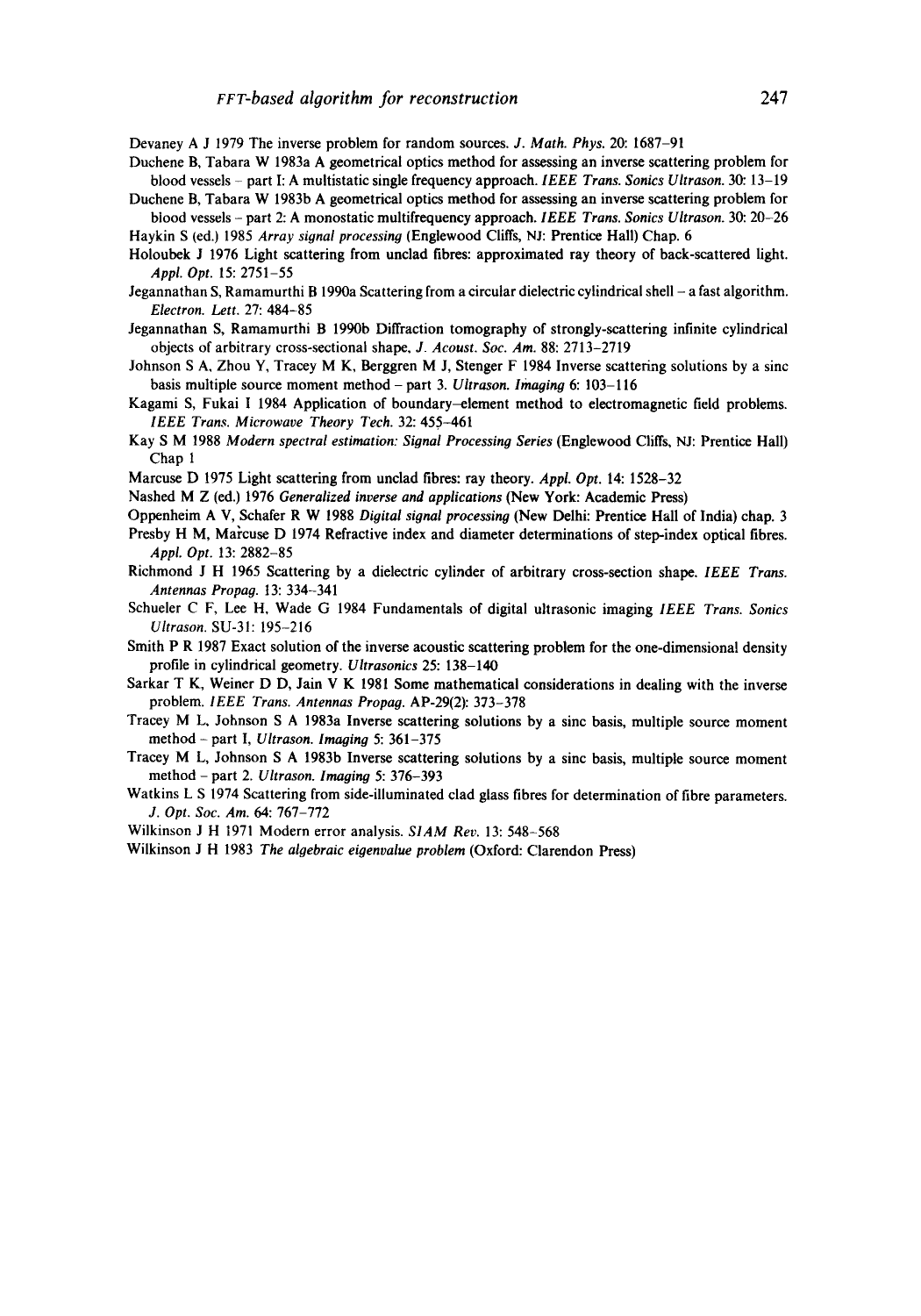Devaney A J 1979 The inverse problem for random sources. *J. Math. Phys.* 20: 1687–91

Duchene B, Tabara W 1983a A geometrical optics method for assessing an inverse scattering problem for blood vessels – part I: A multistatic single frequency approach. *IEEE Trans. Sonics Ultrason.* 30: 13–19

Duchene B, Tabara W 1983b A geometrical optics method for assessing an inverse scattering problem for blood vessels – part 2: A monostatic multifrequency approach. *IEEE Trans. Sonics Ultrason.* 30: 20–26

Haykin S (ed.) 1985 *Array signal processing* (Englewood Cliffs, NJ: Prentice Hall) Chap. 6

Holoubek J 1976 Light scattering from unclad fibres: approximated ray theory of back-scattered light. *Appl. Opt.* 15: 2751–55

Jegannathan S, Ramamurthi B 1990a Scattering from a circular dielectric cylindrical shell – a fast algorithm. *Electron. Lett.* 27: 484–85

Jegannathan S, Ramamurthi B 1990b Diffraction tomography of strongly-scattering infinite cylindrical objects of arbitrary cross-sectional shape, *J. Acoust. Soc. Am.* 88: 2713–2719

Johnson S A, Zhou Y, Tracey M K, Berggren M J, Stenger F 1984 Inverse scattering solutions by a sinc basis multiple source moment method – part 3. *Ultrason. Imaging* 6: 103–116

Kagami S, Fukai I 1984 Application of boundary–element method to electromagnetic field problems. *IEEE Trans. Microwave Theory Tech.* 32: 455–461

Kay S M 1988 *Modern spectral estimation: Signal Processing Series* (Englewood Cliffs, NJ: Prentice Hall) Chap 1

Marcuse D 1975 Light scattering from unclad fibres: ray theory. *Appl. Opt.* 14: 1528–32

Nashed M Z (ed.) 1976 *Generalized inverse and applications* (New York: Academic Press)

Oppenheim A V, Schafer R W 1988 *Digital signal processing* (New Delhi: Prentice Hall of India) chap. 3

Presby H M, Marcuse D 1974 Refractive index and diameter determinations of step-index optical fibres. *Appl. Opt.* 13: 2882–85

Richmond J H 1965 Scattering by a dielectric cylinder of arbitrary cross-section shape. *IEEE Trans. Antennas Propag.* 13: 334–341

Schueler C F, Lee H, Wade G 1984 Fundamentals of digital ultrasonic imaging *IEEE Trans. Sonics Ultrason.* SU-31: 195–216

Smith P R 1987 Exact solution of the inverse acoustic scattering problem for the one-dimensional density profile in cylindrical geometry. *Ultrasonics* 25: 138–140

Sarkar T K, Weiner D D, Jain V K 1981 Some mathematical considerations in dealing with the inverse problem. *IEEE Trans. Antennas Propag.* AP-29(2): 373–378

Tracey M L, Johnson S A 1983a Inverse scattering solutions by a sinc basis, multiple source moment method – part I, *Ultrason. Imaging* 5: 361–375

Tracey M L, Johnson S A 1983b Inverse scattering solutions by a sinc basis, multiple source moment method – part 2. *Ultrason. Imaging* 5: 376–393

Watkins L S 1974 Scattering from side-illuminated clad glass fibres for determination of fibre parameters. *J. Opt. Soc. Am.* 64: 767–772

Wilkinson J H 1971 Modern error analysis. *SIAM Rev.* 13: 548–568

Wilkinson J H 1983 *The algebraic eigenvalue problem* (Oxford: Clarendon Press)